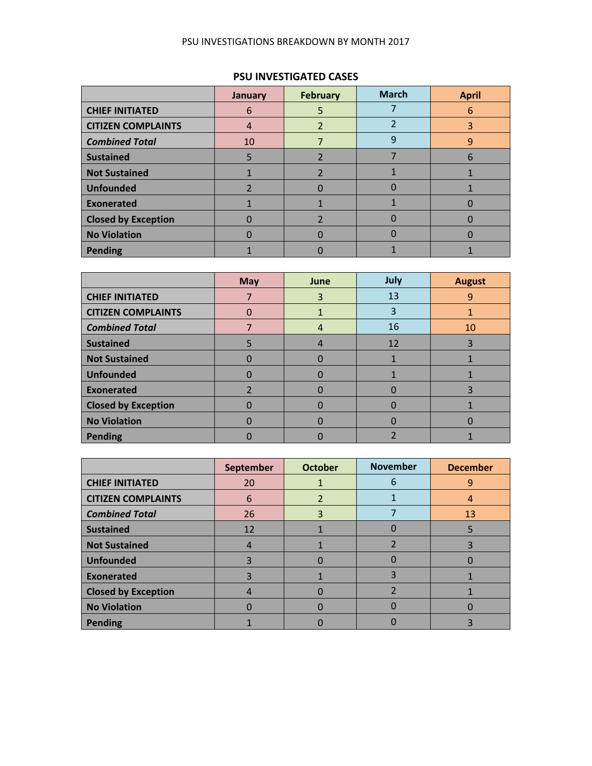PSU INVESTIGATIONS BREAKDOWN BY MONTH 2017

## PSU INVESTIGATED CASES

| | January | February | March | April |
|---|---|---|---|---|
| **CHIEF INITIATED** | 6 | 5 | 7 | 6 |
| **CITIZEN COMPLAINTS** | 4 | 2 | 2 | 3 |
| ***Combined Total*** | 10 | 7 | 9 | 9 |
| **Sustained** | 5 | 2 | 7 | 6 |
| **Not Sustained** | 1 | 2 | 1 | 1 |
| **Unfounded** | 2 | 0 | 0 | 1 |
| **Exonerated** | 1 | 1 | 1 | 0 |
| **Closed by Exception** | 0 | 2 | 0 | 0 |
| **No Violation** | 0 | 0 | 0 | 0 |
| **Pending** | 1 | 0 | 1 | 1 |

| | May | June | July | August |
|---|---|---|---|---|
| **CHIEF INITIATED** | 7 | 3 | 13 | 9 |
| **CITIZEN COMPLAINTS** | 0 | 1 | 3 | 1 |
| ***Combined Total*** | 7 | 4 | 16 | 10 |
| **Sustained** | 5 | 4 | 12 | 3 |
| **Not Sustained** | 0 | 0 | 1 | 1 |
| **Unfounded** | 0 | 0 | 1 | 1 |
| **Exonerated** | 2 | 0 | 0 | 3 |
| **Closed by Exception** | 0 | 0 | 0 | 1 |
| **No Violation** | 0 | 0 | 0 | 0 |
| **Pending** | 0 | 0 | 2 | 1 |

| | September | October | November | December |
|---|---|---|---|---|
| **CHIEF INITIATED** | 20 | 1 | 6 | 9 |
| **CITIZEN COMPLAINTS** | 6 | 2 | 1 | 4 |
| ***Combined Total*** | 26 | 3 | 7 | 13 |
| **Sustained** | 12 | 1 | 0 | 5 |
| **Not Sustained** | 4 | 1 | 2 | 3 |
| **Unfounded** | 3 | 0 | 0 | 0 |
| **Exonerated** | 3 | 1 | 3 | 1 |
| **Closed by Exception** | 4 | 0 | 2 | 1 |
| **No Violation** | 0 | 0 | 0 | 0 |
| **Pending** | 1 | 0 | 0 | 3 |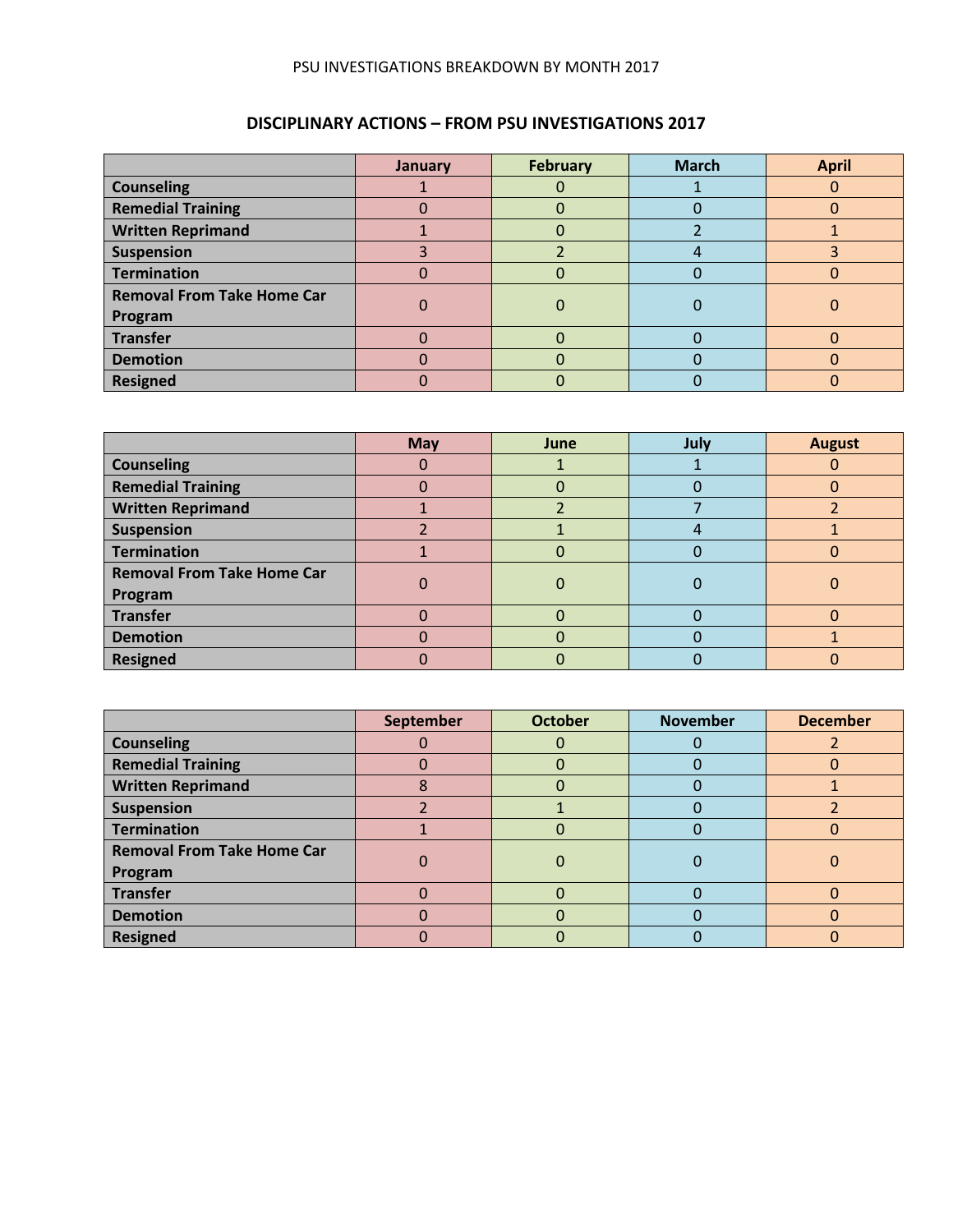PSU INVESTIGATIONS BREAKDOWN BY MONTH 2017

## DISCIPLINARY ACTIONS – FROM PSU INVESTIGATIONS 2017

| | January | February | March | April |
|---|---|---|---|---|
| **Counseling** | 1 | 0 | 1 | 0 |
| **Remedial Training** | 0 | 0 | 0 | 0 |
| **Written Reprimand** | 1 | 0 | 2 | 1 |
| **Suspension** | 3 | 2 | 4 | 3 |
| **Termination** | 0 | 0 | 0 | 0 |
| **Removal From Take Home Car Program** | 0 | 0 | 0 | 0 |
| **Transfer** | 0 | 0 | 0 | 0 |
| **Demotion** | 0 | 0 | 0 | 0 |
| **Resigned** | 0 | 0 | 0 | 0 |

| | May | June | July | August |
|---|---|---|---|---|
| **Counseling** | 0 | 1 | 1 | 0 |
| **Remedial Training** | 0 | 0 | 0 | 0 |
| **Written Reprimand** | 1 | 2 | 7 | 2 |
| **Suspension** | 2 | 1 | 4 | 1 |
| **Termination** | 1 | 0 | 0 | 0 |
| **Removal From Take Home Car Program** | 0 | 0 | 0 | 0 |
| **Transfer** | 0 | 0 | 0 | 0 |
| **Demotion** | 0 | 0 | 0 | 1 |
| **Resigned** | 0 | 0 | 0 | 0 |

| | September | October | November | December |
|---|---|---|---|---|
| **Counseling** | 0 | 0 | 0 | 2 |
| **Remedial Training** | 0 | 0 | 0 | 0 |
| **Written Reprimand** | 8 | 0 | 0 | 1 |
| **Suspension** | 2 | 1 | 0 | 2 |
| **Termination** | 1 | 0 | 0 | 0 |
| **Removal From Take Home Car Program** | 0 | 0 | 0 | 0 |
| **Transfer** | 0 | 0 | 0 | 0 |
| **Demotion** | 0 | 0 | 0 | 0 |
| **Resigned** | 0 | 0 | 0 | 0 |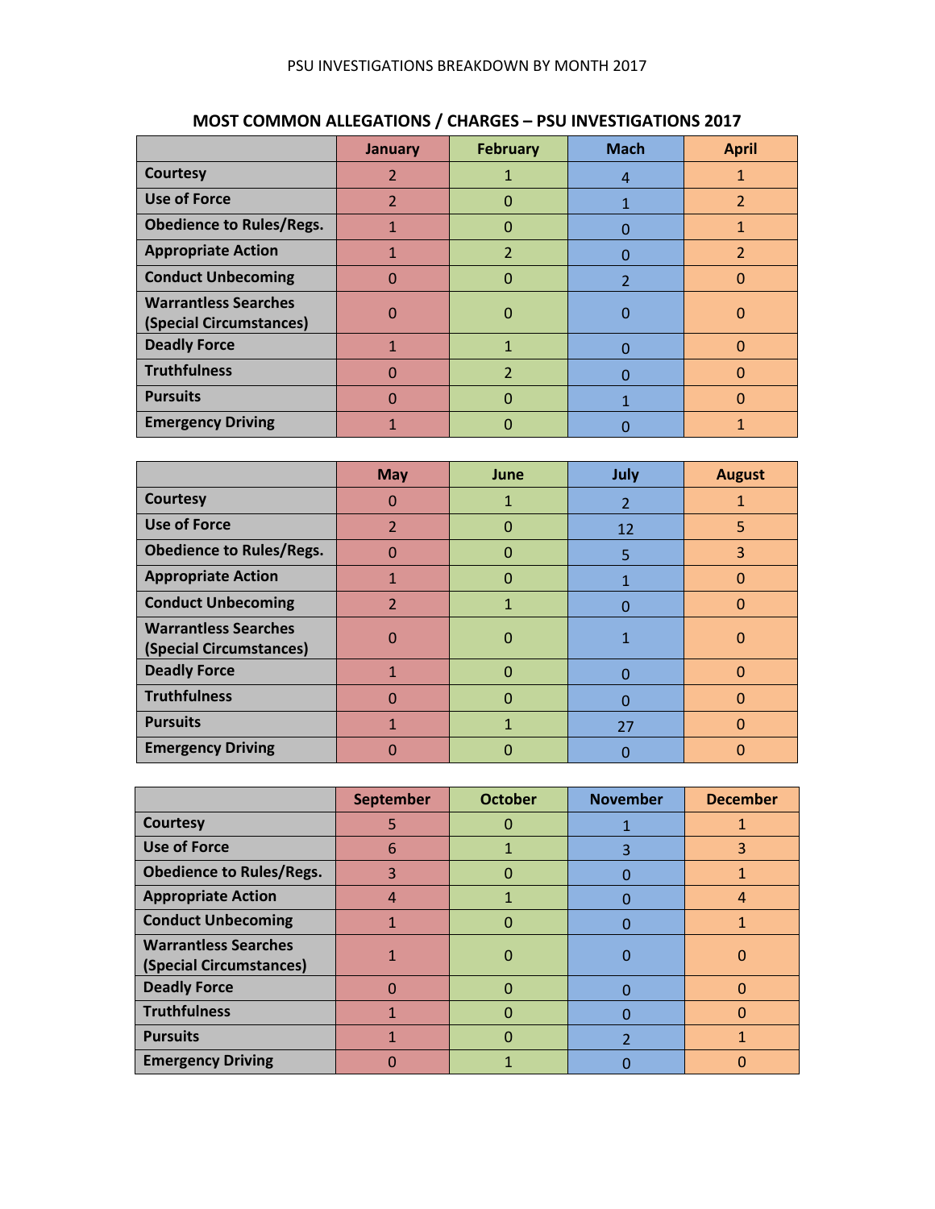PSU INVESTIGATIONS BREAKDOWN BY MONTH 2017

## MOST COMMON ALLEGATIONS / CHARGES – PSU INVESTIGATIONS 2017

| | January | February | Mach | April |
|---|---|---|---|---|
| **Courtesy** | 2 | 1 | 4 | 1 |
| **Use of Force** | 2 | 0 | 1 | 2 |
| **Obedience to Rules/Regs.** | 1 | 0 | 0 | 1 |
| **Appropriate Action** | 1 | 2 | 0 | 2 |
| **Conduct Unbecoming** | 0 | 0 | 2 | 0 |
| **Warrantless Searches (Special Circumstances)** | 0 | 0 | 0 | 0 |
| **Deadly Force** | 1 | 1 | 0 | 0 |
| **Truthfulness** | 0 | 2 | 0 | 0 |
| **Pursuits** | 0 | 0 | 1 | 0 |
| **Emergency Driving** | 1 | 0 | 0 | 1 |

| | May | June | July | August |
|---|---|---|---|---|
| **Courtesy** | 0 | 1 | 2 | 1 |
| **Use of Force** | 2 | 0 | 12 | 5 |
| **Obedience to Rules/Regs.** | 0 | 0 | 5 | 3 |
| **Appropriate Action** | 1 | 0 | 1 | 0 |
| **Conduct Unbecoming** | 2 | 1 | 0 | 0 |
| **Warrantless Searches (Special Circumstances)** | 0 | 0 | 1 | 0 |
| **Deadly Force** | 1 | 0 | 0 | 0 |
| **Truthfulness** | 0 | 0 | 0 | 0 |
| **Pursuits** | 1 | 1 | 27 | 0 |
| **Emergency Driving** | 0 | 0 | 0 | 0 |

| | September | October | November | December |
|---|---|---|---|---|
| **Courtesy** | 5 | 0 | 1 | 1 |
| **Use of Force** | 6 | 1 | 3 | 3 |
| **Obedience to Rules/Regs.** | 3 | 0 | 0 | 1 |
| **Appropriate Action** | 4 | 1 | 0 | 4 |
| **Conduct Unbecoming** | 1 | 0 | 0 | 1 |
| **Warrantless Searches (Special Circumstances)** | 1 | 0 | 0 | 0 |
| **Deadly Force** | 0 | 0 | 0 | 0 |
| **Truthfulness** | 1 | 0 | 0 | 0 |
| **Pursuits** | 1 | 0 | 2 | 1 |
| **Emergency Driving** | 0 | 1 | 0 | 0 |